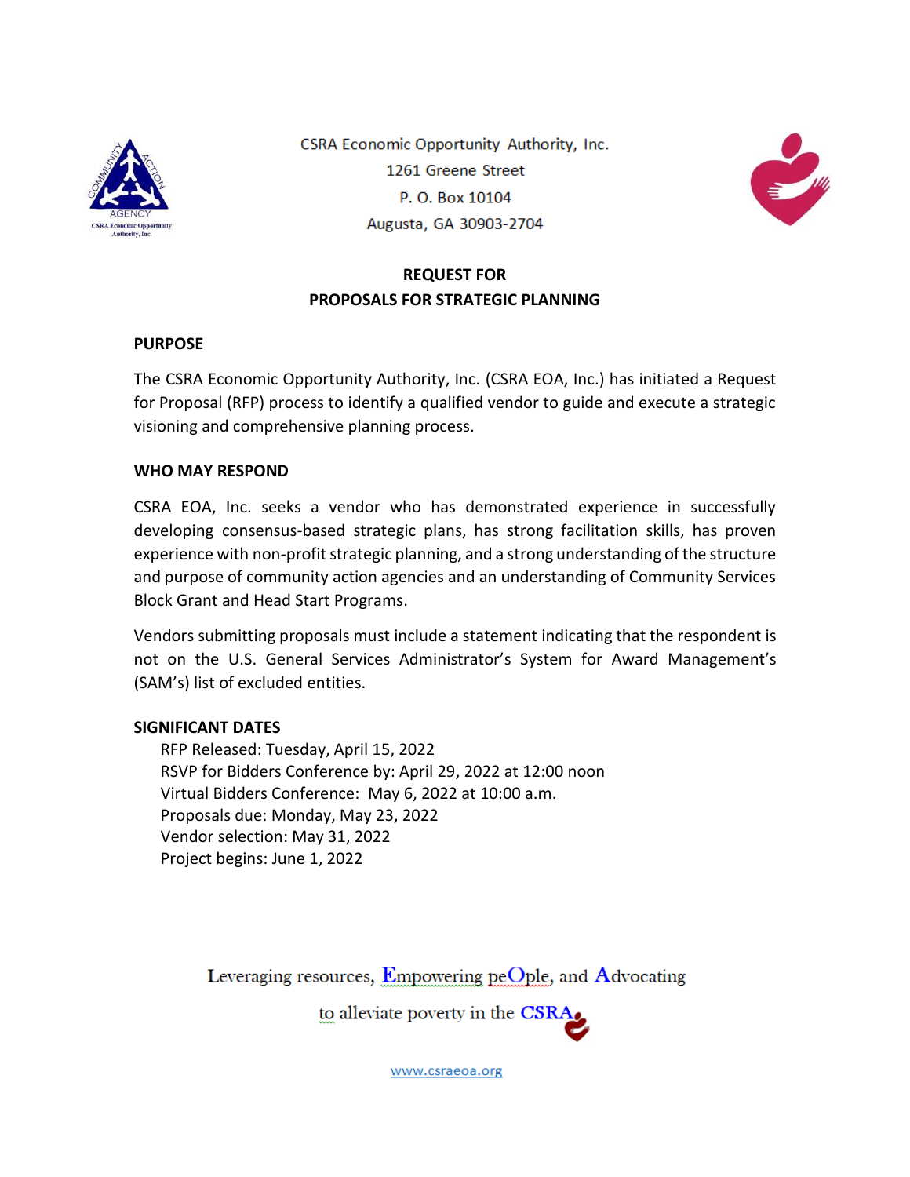CSRA Economic Opportunity Authority, Inc.
1261 Greene Street
P. O. Box 10104
Augusta, GA 30903-2704

# REQUEST FOR PROPOSALS FOR STRATEGIC PLANNING

## PURPOSE

The CSRA Economic Opportunity Authority, Inc. (CSRA EOA, Inc.) has initiated a Request for Proposal (RFP) process to identify a qualified vendor to guide and execute a strategic visioning and comprehensive planning process.

## WHO MAY RESPOND

CSRA EOA, Inc. seeks a vendor who has demonstrated experience in successfully developing consensus-based strategic plans, has strong facilitation skills, has proven experience with non-profit strategic planning, and a strong understanding of the structure and purpose of community action agencies and an understanding of Community Services Block Grant and Head Start Programs.

Vendors submitting proposals must include a statement indicating that the respondent is not on the U.S. General Services Administrator's System for Award Management's (SAM's) list of excluded entities.

## SIGNIFICANT DATES

RFP Released: Tuesday, April 15, 2022
RSVP for Bidders Conference by: April 29, 2022 at 12:00 noon
Virtual Bidders Conference: May 6, 2022 at 10:00 a.m.
Proposals due: Monday, May 23, 2022
Vendor selection: May 31, 2022
Project begins: June 1, 2022

Leveraging resources, Empowering peOple, and Advocating to alleviate poverty in the CSRA

www.csraeoa.org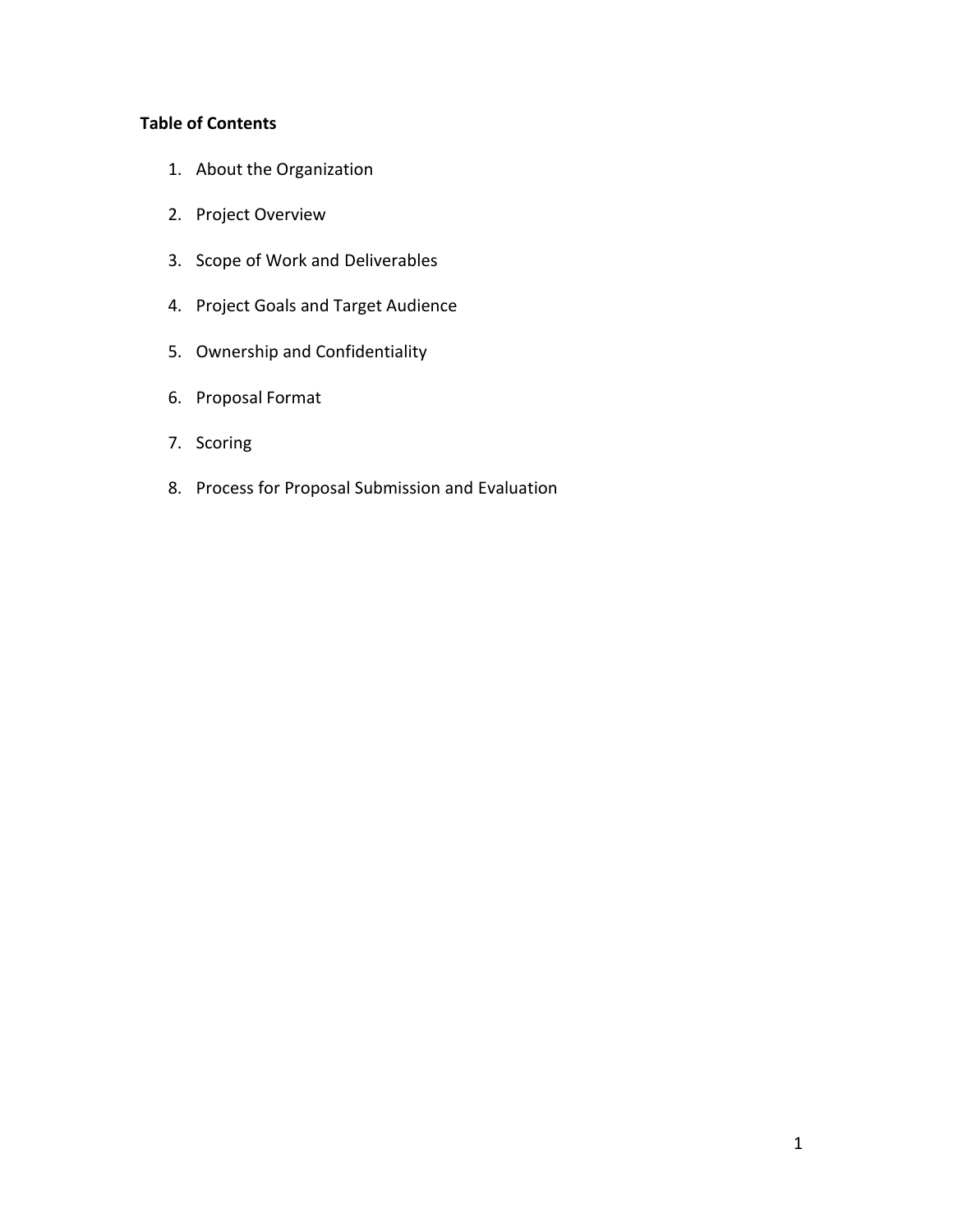**Table of Contents**

1. About the Organization
2. Project Overview
3. Scope of Work and Deliverables
4. Project Goals and Target Audience
5. Ownership and Confidentiality
6. Proposal Format
7. Scoring
8. Process for Proposal Submission and Evaluation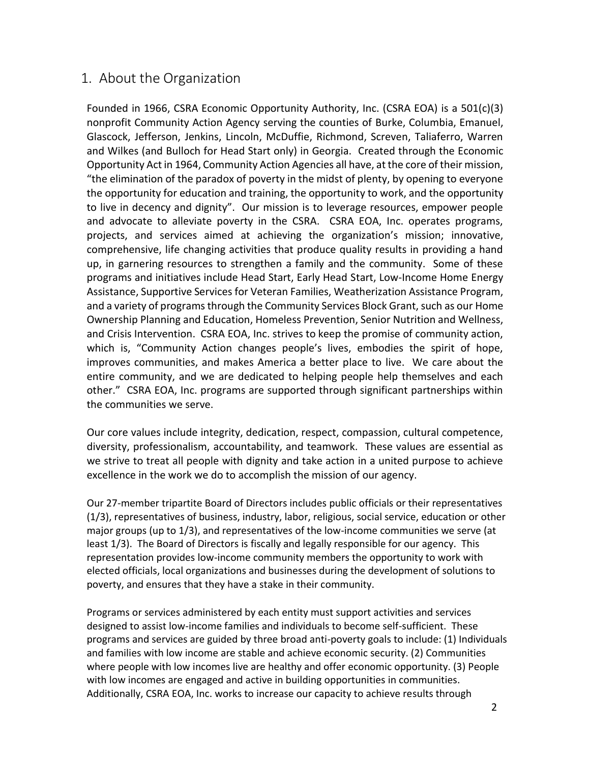## 1. About the Organization

Founded in 1966, CSRA Economic Opportunity Authority, Inc. (CSRA EOA) is a 501(c)(3) nonprofit Community Action Agency serving the counties of Burke, Columbia, Emanuel, Glascock, Jefferson, Jenkins, Lincoln, McDuffie, Richmond, Screven, Taliaferro, Warren and Wilkes (and Bulloch for Head Start only) in Georgia. Created through the Economic Opportunity Act in 1964, Community Action Agencies all have, at the core of their mission, "the elimination of the paradox of poverty in the midst of plenty, by opening to everyone the opportunity for education and training, the opportunity to work, and the opportunity to live in decency and dignity". Our mission is to leverage resources, empower people and advocate to alleviate poverty in the CSRA. CSRA EOA, Inc. operates programs, projects, and services aimed at achieving the organization's mission; innovative, comprehensive, life changing activities that produce quality results in providing a hand up, in garnering resources to strengthen a family and the community. Some of these programs and initiatives include Head Start, Early Head Start, Low-Income Home Energy Assistance, Supportive Services for Veteran Families, Weatherization Assistance Program, and a variety of programs through the Community Services Block Grant, such as our Home Ownership Planning and Education, Homeless Prevention, Senior Nutrition and Wellness, and Crisis Intervention. CSRA EOA, Inc. strives to keep the promise of community action, which is, "Community Action changes people's lives, embodies the spirit of hope, improves communities, and makes America a better place to live. We care about the entire community, and we are dedicated to helping people help themselves and each other." CSRA EOA, Inc. programs are supported through significant partnerships within the communities we serve.

Our core values include integrity, dedication, respect, compassion, cultural competence, diversity, professionalism, accountability, and teamwork. These values are essential as we strive to treat all people with dignity and take action in a united purpose to achieve excellence in the work we do to accomplish the mission of our agency.

Our 27-member tripartite Board of Directors includes public officials or their representatives (1/3), representatives of business, industry, labor, religious, social service, education or other major groups (up to 1/3), and representatives of the low-income communities we serve (at least 1/3). The Board of Directors is fiscally and legally responsible for our agency. This representation provides low-income community members the opportunity to work with elected officials, local organizations and businesses during the development of solutions to poverty, and ensures that they have a stake in their community.

Programs or services administered by each entity must support activities and services designed to assist low-income families and individuals to become self-sufficient. These programs and services are guided by three broad anti-poverty goals to include: (1) Individuals and families with low income are stable and achieve economic security. (2) Communities where people with low incomes live are healthy and offer economic opportunity. (3) People with low incomes are engaged and active in building opportunities in communities. Additionally, CSRA EOA, Inc. works to increase our capacity to achieve results through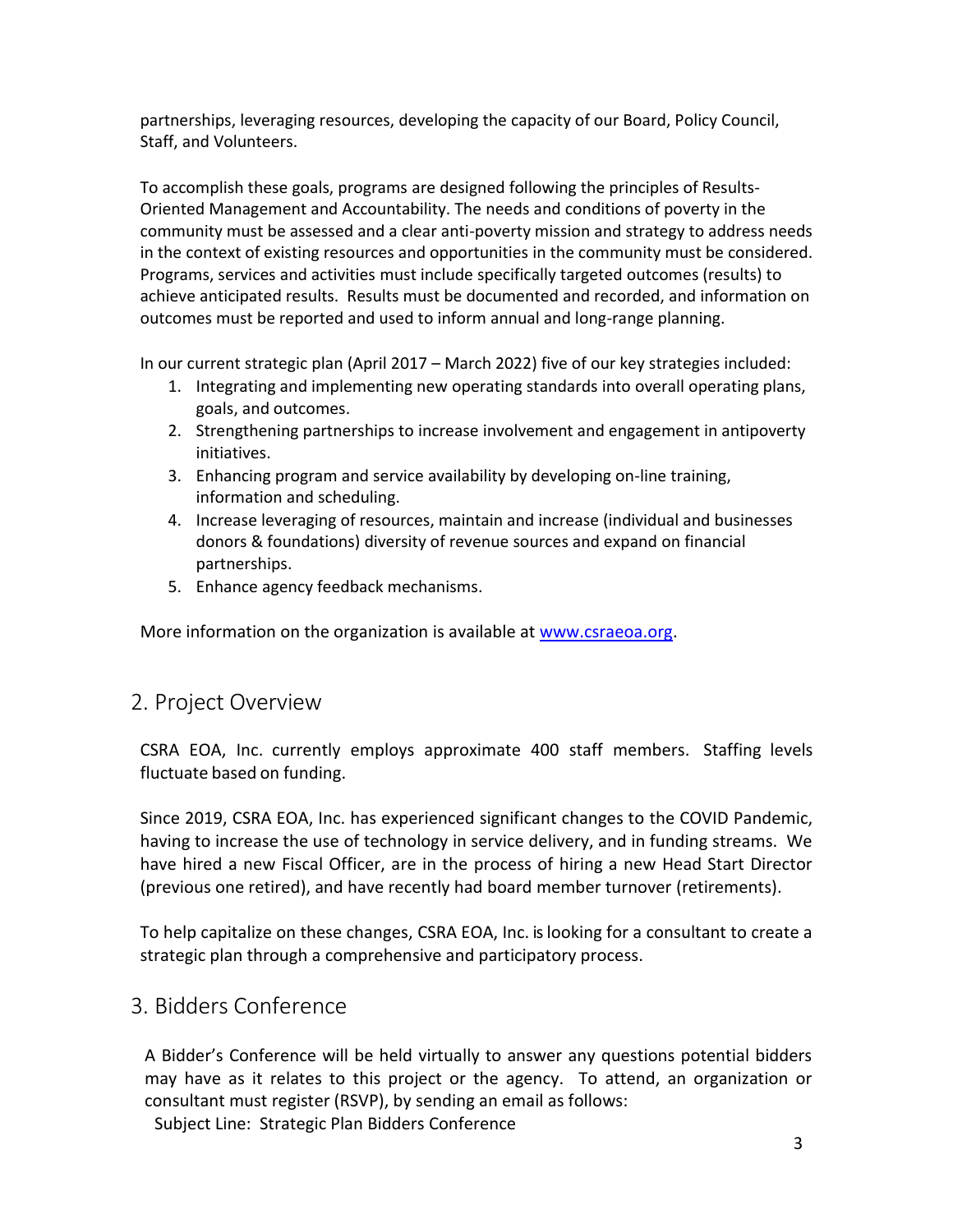partnerships, leveraging resources, developing the capacity of our Board, Policy Council, Staff, and Volunteers.

To accomplish these goals, programs are designed following the principles of Results-Oriented Management and Accountability. The needs and conditions of poverty in the community must be assessed and a clear anti-poverty mission and strategy to address needs in the context of existing resources and opportunities in the community must be considered. Programs, services and activities must include specifically targeted outcomes (results) to achieve anticipated results. Results must be documented and recorded, and information on outcomes must be reported and used to inform annual and long-range planning.

In our current strategic plan (April 2017 – March 2022) five of our key strategies included:

1. Integrating and implementing new operating standards into overall operating plans, goals, and outcomes.
2. Strengthening partnerships to increase involvement and engagement in antipoverty initiatives.
3. Enhancing program and service availability by developing on-line training, information and scheduling.
4. Increase leveraging of resources, maintain and increase (individual and businesses donors & foundations) diversity of revenue sources and expand on financial partnerships.
5. Enhance agency feedback mechanisms.

More information on the organization is available at [www.csraeoa.org](http://www.csraeoa.org).

## 2. Project Overview

CSRA EOA, Inc. currently employs approximate 400 staff members. Staffing levels fluctuate based on funding.

Since 2019, CSRA EOA, Inc. has experienced significant changes to the COVID Pandemic, having to increase the use of technology in service delivery, and in funding streams. We have hired a new Fiscal Officer, are in the process of hiring a new Head Start Director (previous one retired), and have recently had board member turnover (retirements).

To help capitalize on these changes, CSRA EOA, Inc. is looking for a consultant to create a strategic plan through a comprehensive and participatory process.

## 3. Bidders Conference

A Bidder's Conference will be held virtually to answer any questions potential bidders may have as it relates to this project or the agency. To attend, an organization or consultant must register (RSVP), by sending an email as follows:

Subject Line: Strategic Plan Bidders Conference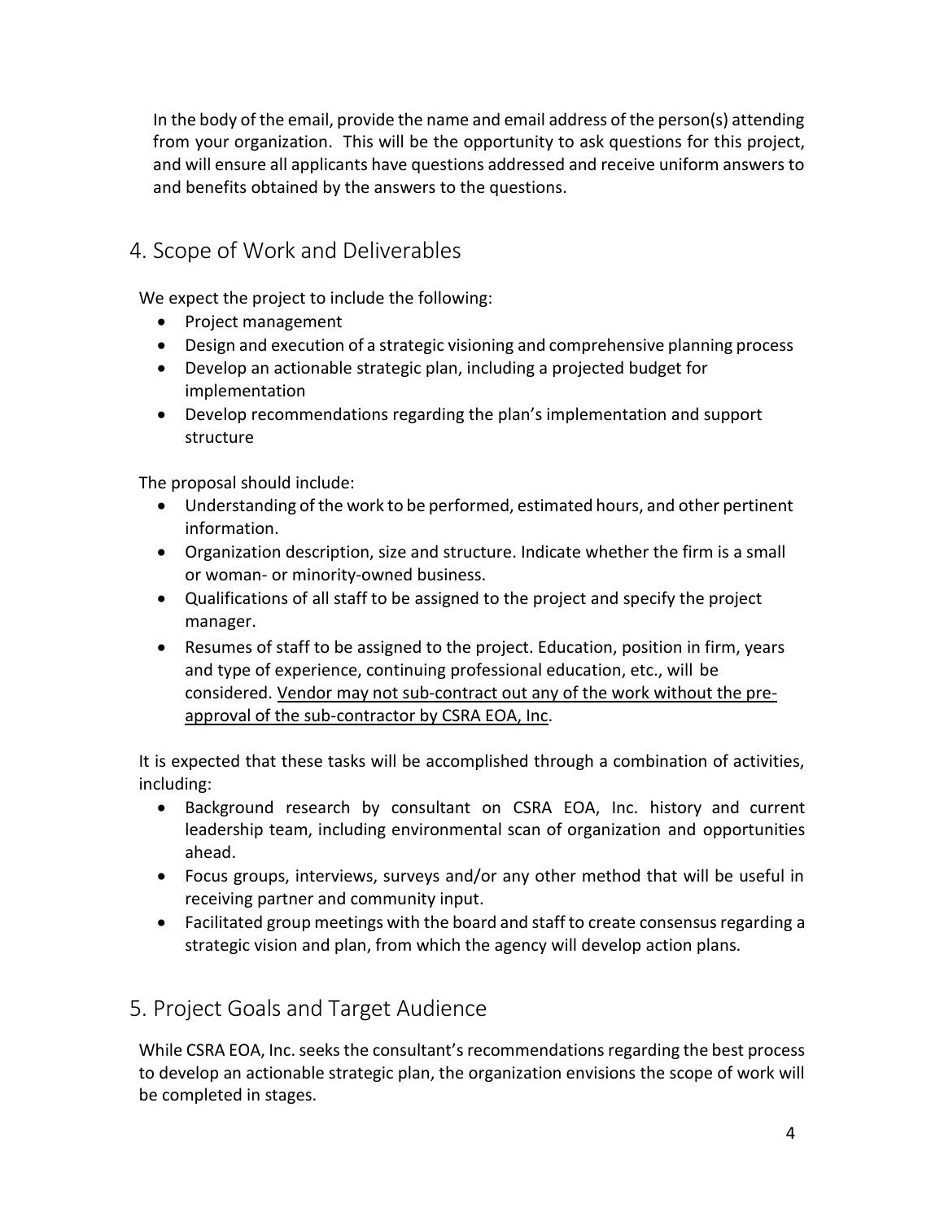In the body of the email, provide the name and email address of the person(s) attending from your organization. This will be the opportunity to ask questions for this project, and will ensure all applicants have questions addressed and receive uniform answers to and benefits obtained by the answers to the questions.

## 4. Scope of Work and Deliverables

We expect the project to include the following:

- Project management
- Design and execution of a strategic visioning and comprehensive planning process
- Develop an actionable strategic plan, including a projected budget for implementation
- Develop recommendations regarding the plan's implementation and support structure

The proposal should include:

- Understanding of the work to be performed, estimated hours, and other pertinent information.
- Organization description, size and structure. Indicate whether the firm is a small or woman- or minority-owned business.
- Qualifications of all staff to be assigned to the project and specify the project manager.
- Resumes of staff to be assigned to the project. Education, position in firm, years and type of experience, continuing professional education, etc., will be considered. <u>Vendor may not sub-contract out any of the work without the pre-approval of the sub-contractor by CSRA EOA, Inc</u>.

It is expected that these tasks will be accomplished through a combination of activities, including:

- Background research by consultant on CSRA EOA, Inc. history and current leadership team, including environmental scan of organization and opportunities ahead.
- Focus groups, interviews, surveys and/or any other method that will be useful in receiving partner and community input.
- Facilitated group meetings with the board and staff to create consensus regarding a strategic vision and plan, from which the agency will develop action plans.

## 5. Project Goals and Target Audience

While CSRA EOA, Inc. seeks the consultant's recommendations regarding the best process to develop an actionable strategic plan, the organization envisions the scope of work will be completed in stages.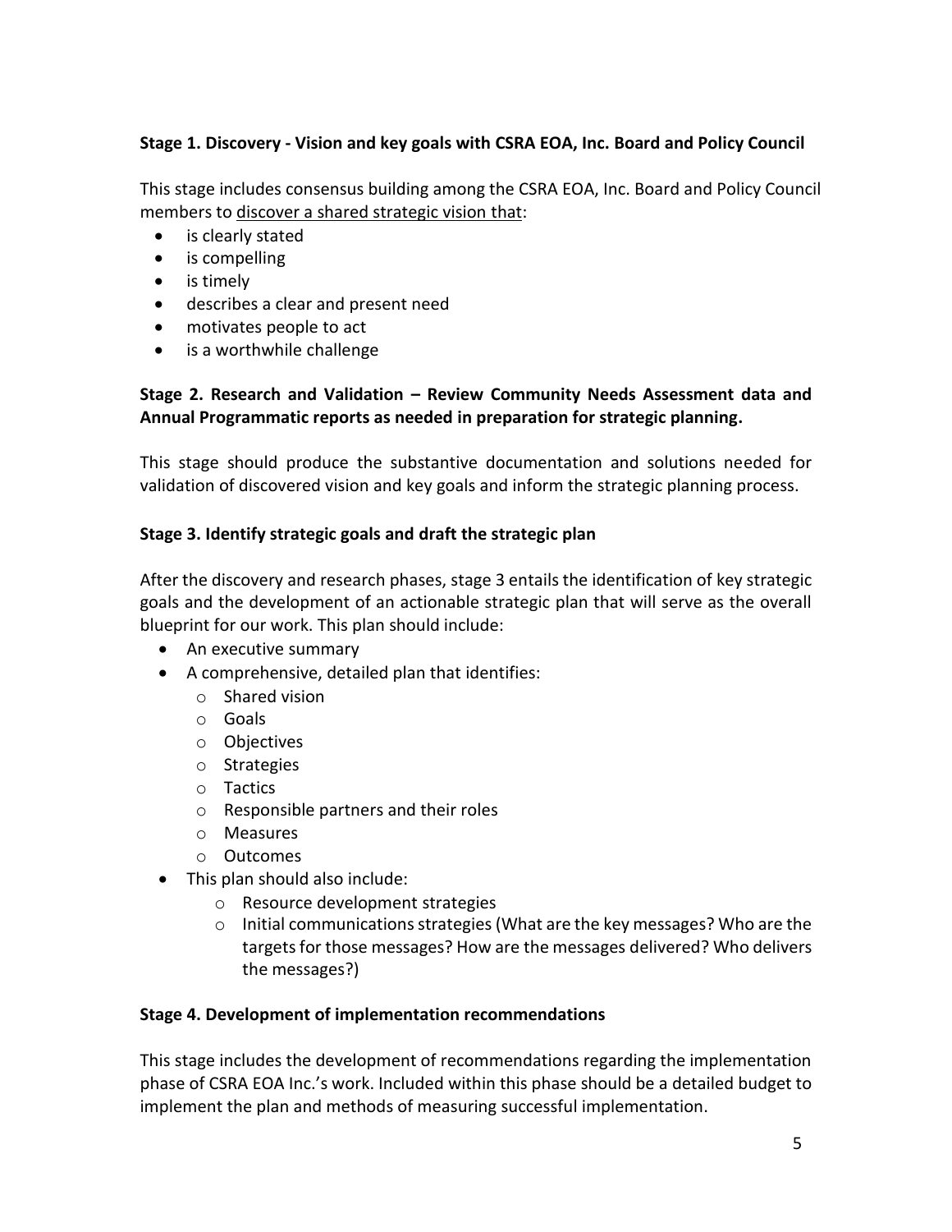**Stage 1. Discovery - Vision and key goals with CSRA EOA, Inc. Board and Policy Council**

This stage includes consensus building among the CSRA EOA, Inc. Board and Policy Council members to discover a shared strategic vision that:

- is clearly stated
- is compelling
- is timely
- describes a clear and present need
- motivates people to act
- is a worthwhile challenge

**Stage 2. Research and Validation – Review Community Needs Assessment data and Annual Programmatic reports as needed in preparation for strategic planning.**

This stage should produce the substantive documentation and solutions needed for validation of discovered vision and key goals and inform the strategic planning process.

**Stage 3. Identify strategic goals and draft the strategic plan**

After the discovery and research phases, stage 3 entails the identification of key strategic goals and the development of an actionable strategic plan that will serve as the overall blueprint for our work. This plan should include:

- An executive summary
- A comprehensive, detailed plan that identifies:
  - Shared vision
  - Goals
  - Objectives
  - Strategies
  - Tactics
  - Responsible partners and their roles
  - Measures
  - Outcomes
- This plan should also include:
  - Resource development strategies
  - Initial communications strategies (What are the key messages? Who are the targets for those messages? How are the messages delivered? Who delivers the messages?)

**Stage 4. Development of implementation recommendations**

This stage includes the development of recommendations regarding the implementation phase of CSRA EOA Inc.'s work. Included within this phase should be a detailed budget to implement the plan and methods of measuring successful implementation.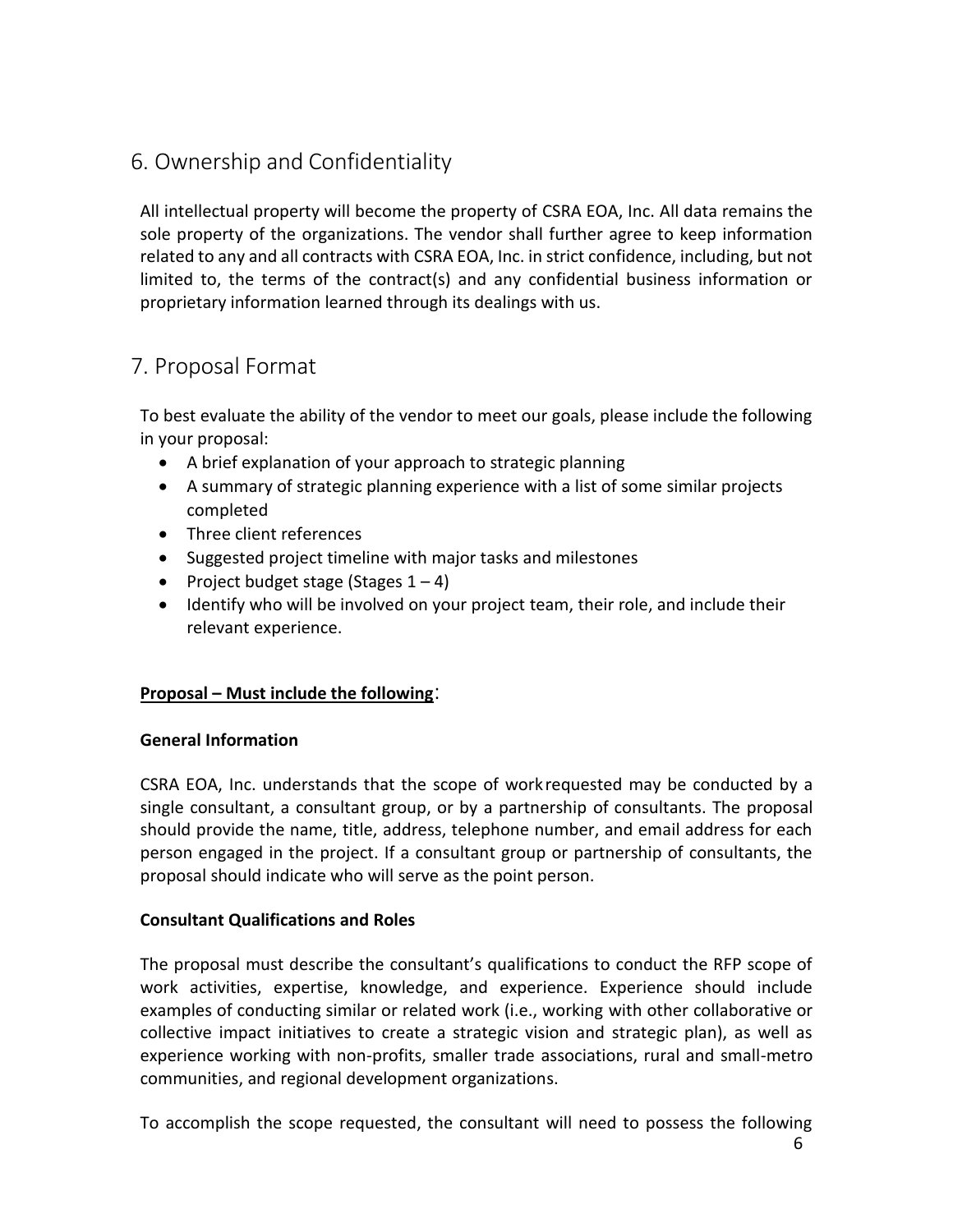## 6. Ownership and Confidentiality

All intellectual property will become the property of CSRA EOA, Inc. All data remains the sole property of the organizations. The vendor shall further agree to keep information related to any and all contracts with CSRA EOA, Inc. in strict confidence, including, but not limited to, the terms of the contract(s) and any confidential business information or proprietary information learned through its dealings with us.

## 7. Proposal Format

To best evaluate the ability of the vendor to meet our goals, please include the following in your proposal:

- A brief explanation of your approach to strategic planning
- A summary of strategic planning experience with a list of some similar projects completed
- Three client references
- Suggested project timeline with major tasks and milestones
- Project budget stage (Stages 1 – 4)
- Identify who will be involved on your project team, their role, and include their relevant experience.

**<u>Proposal – Must include the following</u>**:

**General Information**

CSRA EOA, Inc. understands that the scope of work requested may be conducted by a single consultant, a consultant group, or by a partnership of consultants. The proposal should provide the name, title, address, telephone number, and email address for each person engaged in the project. If a consultant group or partnership of consultants, the proposal should indicate who will serve as the point person.

**Consultant Qualifications and Roles**

The proposal must describe the consultant's qualifications to conduct the RFP scope of work activities, expertise, knowledge, and experience. Experience should include examples of conducting similar or related work (i.e., working with other collaborative or collective impact initiatives to create a strategic vision and strategic plan), as well as experience working with non-profits, smaller trade associations, rural and small-metro communities, and regional development organizations.

To accomplish the scope requested, the consultant will need to possess the following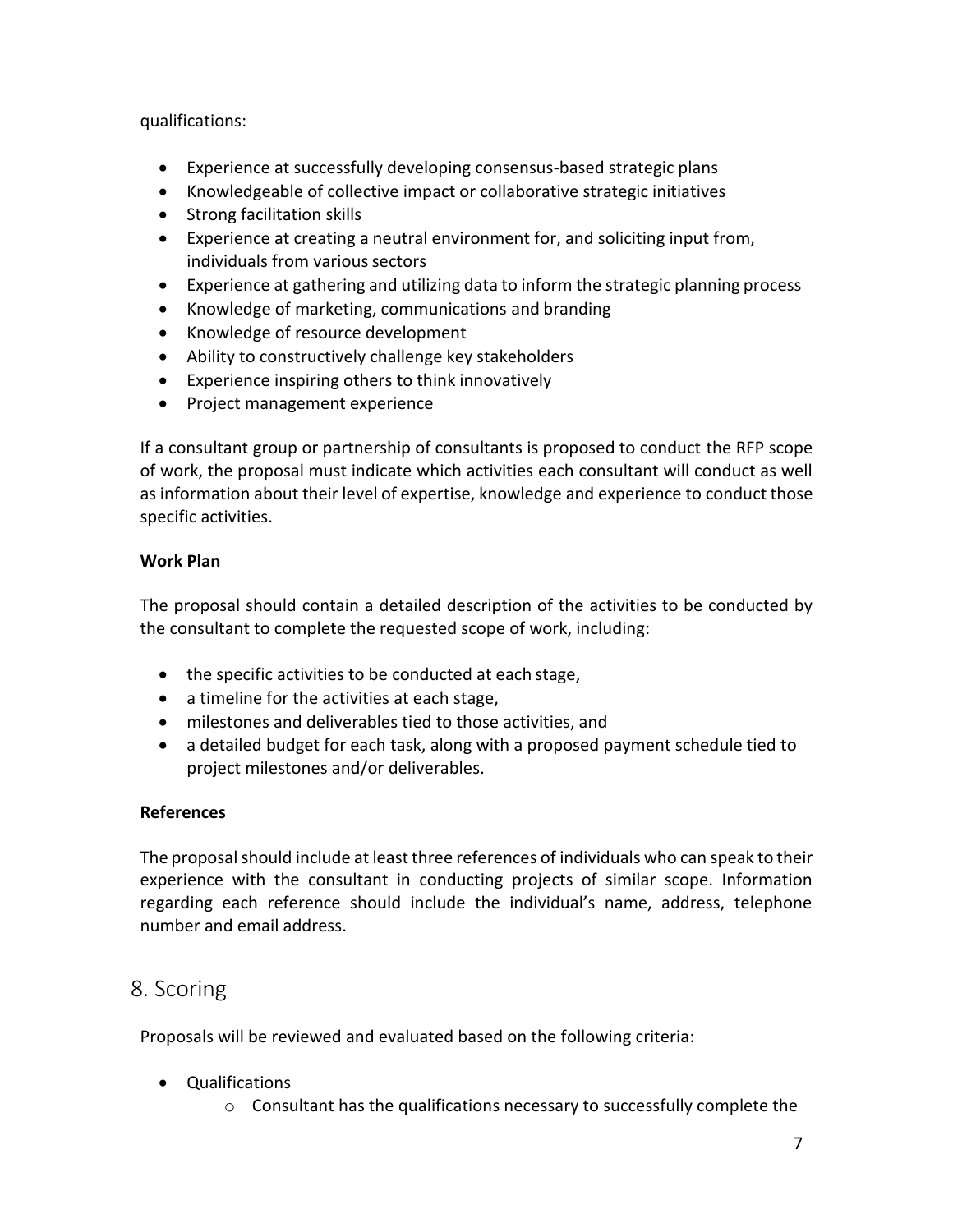qualifications:

- Experience at successfully developing consensus-based strategic plans
- Knowledgeable of collective impact or collaborative strategic initiatives
- Strong facilitation skills
- Experience at creating a neutral environment for, and soliciting input from, individuals from various sectors
- Experience at gathering and utilizing data to inform the strategic planning process
- Knowledge of marketing, communications and branding
- Knowledge of resource development
- Ability to constructively challenge key stakeholders
- Experience inspiring others to think innovatively
- Project management experience

If a consultant group or partnership of consultants is proposed to conduct the RFP scope of work, the proposal must indicate which activities each consultant will conduct as well as information about their level of expertise, knowledge and experience to conduct those specific activities.

**Work Plan**

The proposal should contain a detailed description of the activities to be conducted by the consultant to complete the requested scope of work, including:

- the specific activities to be conducted at each stage,
- a timeline for the activities at each stage,
- milestones and deliverables tied to those activities, and
- a detailed budget for each task, along with a proposed payment schedule tied to project milestones and/or deliverables.

**References**

The proposal should include at least three references of individuals who can speak to their experience with the consultant in conducting projects of similar scope. Information regarding each reference should include the individual's name, address, telephone number and email address.

## 8. Scoring

Proposals will be reviewed and evaluated based on the following criteria:

- Qualifications
  - Consultant has the qualifications necessary to successfully complete the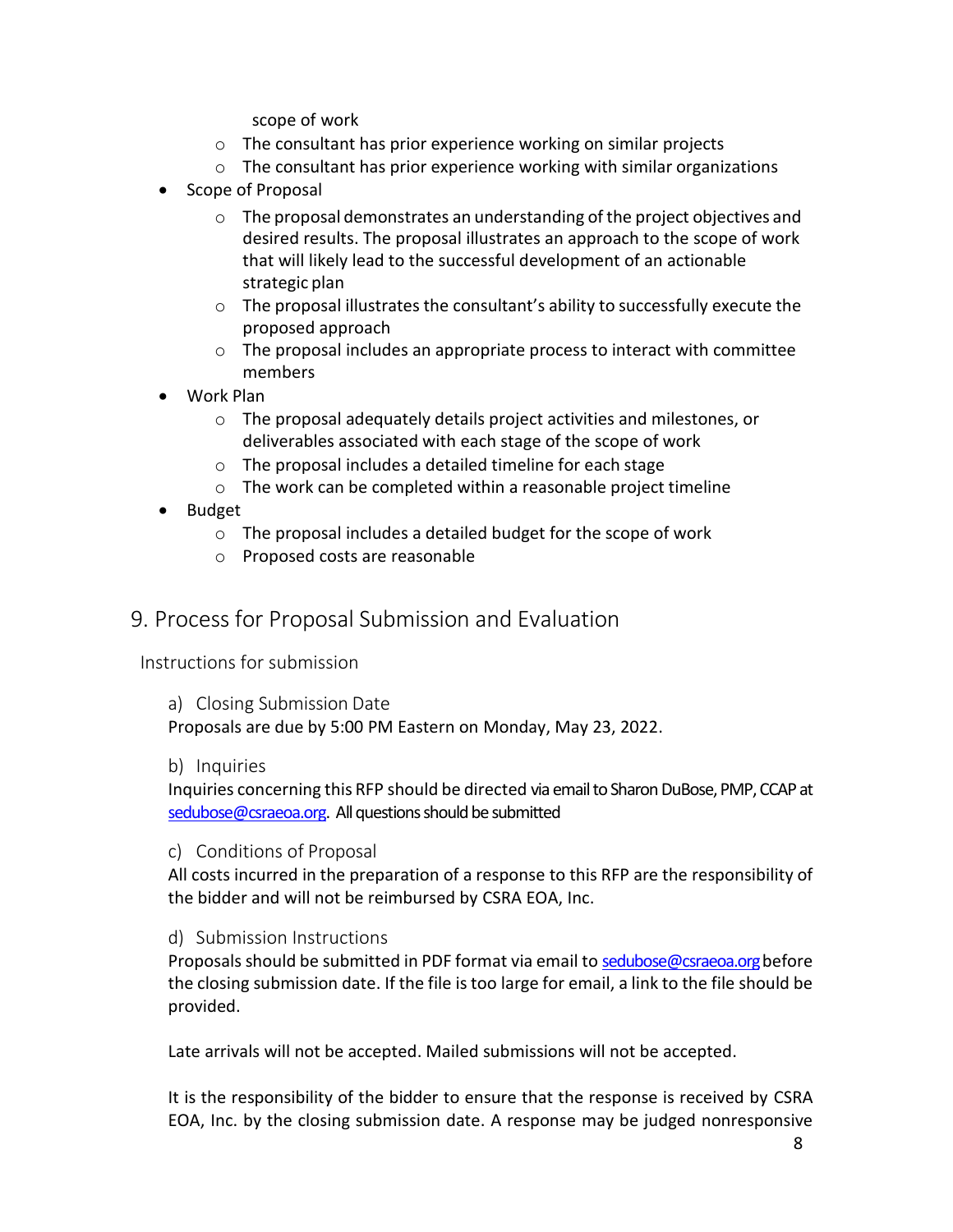scope of work

  - The consultant has prior experience working on similar projects
  - The consultant has prior experience working with similar organizations
- Scope of Proposal
  - The proposal demonstrates an understanding of the project objectives and desired results. The proposal illustrates an approach to the scope of work that will likely lead to the successful development of an actionable strategic plan
  - The proposal illustrates the consultant's ability to successfully execute the proposed approach
  - The proposal includes an appropriate process to interact with committee members
- Work Plan
  - The proposal adequately details project activities and milestones, or deliverables associated with each stage of the scope of work
  - The proposal includes a detailed timeline for each stage
  - The work can be completed within a reasonable project timeline
- Budget
  - The proposal includes a detailed budget for the scope of work
  - Proposed costs are reasonable

# 9. Process for Proposal Submission and Evaluation

## Instructions for submission

### a) Closing Submission Date

Proposals are due by 5:00 PM Eastern on Monday, May 23, 2022.

### b) Inquiries

Inquiries concerning this RFP should be directed via email to Sharon DuBose, PMP, CCAP at sedubose@csraeoa.org. All questions should be submitted

### c) Conditions of Proposal

All costs incurred in the preparation of a response to this RFP are the responsibility of the bidder and will not be reimbursed by CSRA EOA, Inc.

### d) Submission Instructions

Proposals should be submitted in PDF format via email to sedubose@csraeoa.org before the closing submission date. If the file is too large for email, a link to the file should be provided.

Late arrivals will not be accepted. Mailed submissions will not be accepted.

It is the responsibility of the bidder to ensure that the response is received by CSRA EOA, Inc. by the closing submission date. A response may be judged nonresponsive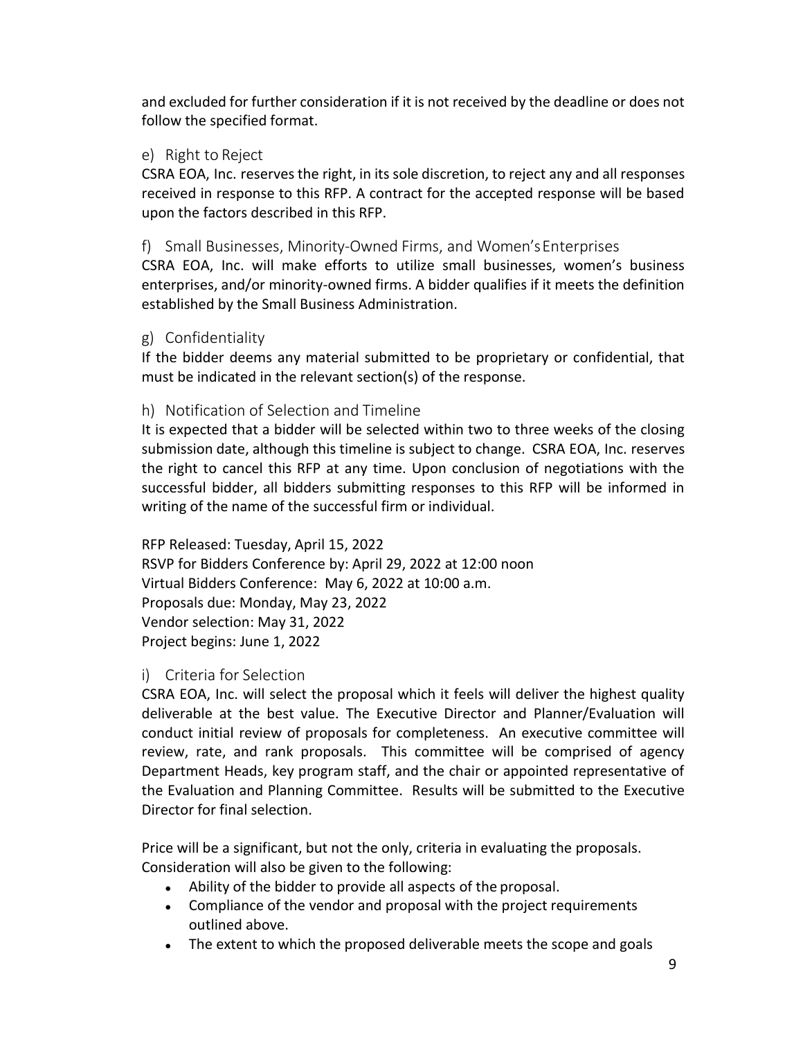and excluded for further consideration if it is not received by the deadline or does not follow the specified format.

### e) Right to Reject

CSRA EOA, Inc. reserves the right, in its sole discretion, to reject any and all responses received in response to this RFP. A contract for the accepted response will be based upon the factors described in this RFP.

### f) Small Businesses, Minority-Owned Firms, and Women's Enterprises

CSRA EOA, Inc. will make efforts to utilize small businesses, women's business enterprises, and/or minority-owned firms. A bidder qualifies if it meets the definition established by the Small Business Administration.

### g) Confidentiality

If the bidder deems any material submitted to be proprietary or confidential, that must be indicated in the relevant section(s) of the response.

### h) Notification of Selection and Timeline

It is expected that a bidder will be selected within two to three weeks of the closing submission date, although this timeline is subject to change. CSRA EOA, Inc. reserves the right to cancel this RFP at any time. Upon conclusion of negotiations with the successful bidder, all bidders submitting responses to this RFP will be informed in writing of the name of the successful firm or individual.

RFP Released: Tuesday, April 15, 2022
RSVP for Bidders Conference by: April 29, 2022 at 12:00 noon
Virtual Bidders Conference: May 6, 2022 at 10:00 a.m.
Proposals due: Monday, May 23, 2022
Vendor selection: May 31, 2022
Project begins: June 1, 2022

### i) Criteria for Selection

CSRA EOA, Inc. will select the proposal which it feels will deliver the highest quality deliverable at the best value. The Executive Director and Planner/Evaluation will conduct initial review of proposals for completeness. An executive committee will review, rate, and rank proposals. This committee will be comprised of agency Department Heads, key program staff, and the chair or appointed representative of the Evaluation and Planning Committee. Results will be submitted to the Executive Director for final selection.

Price will be a significant, but not the only, criteria in evaluating the proposals. Consideration will also be given to the following:

- Ability of the bidder to provide all aspects of the proposal.
- Compliance of the vendor and proposal with the project requirements outlined above.
- The extent to which the proposed deliverable meets the scope and goals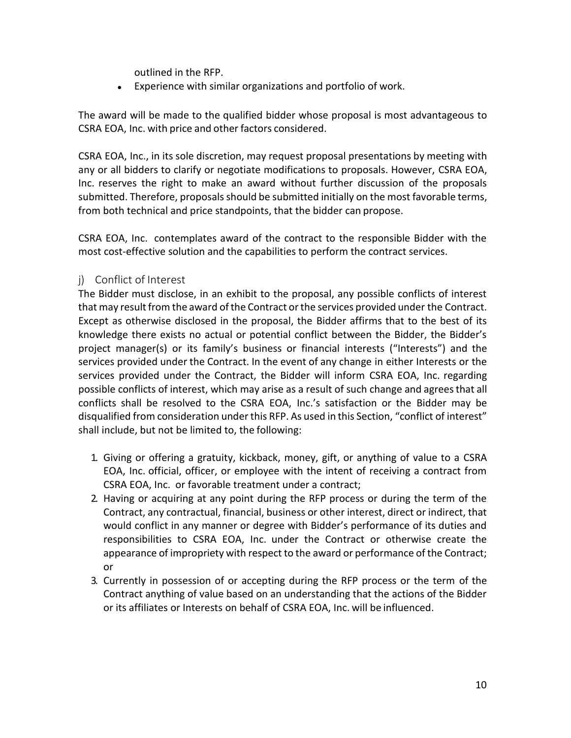outlined in the RFP.

- Experience with similar organizations and portfolio of work.

The award will be made to the qualified bidder whose proposal is most advantageous to CSRA EOA, Inc. with price and other factors considered.

CSRA EOA, Inc., in its sole discretion, may request proposal presentations by meeting with any or all bidders to clarify or negotiate modifications to proposals. However, CSRA EOA, Inc. reserves the right to make an award without further discussion of the proposals submitted. Therefore, proposals should be submitted initially on the most favorable terms, from both technical and price standpoints, that the bidder can propose.

CSRA EOA, Inc. contemplates award of the contract to the responsible Bidder with the most cost-effective solution and the capabilities to perform the contract services.

### j) Conflict of Interest

The Bidder must disclose, in an exhibit to the proposal, any possible conflicts of interest that may result from the award of the Contract or the services provided under the Contract. Except as otherwise disclosed in the proposal, the Bidder affirms that to the best of its knowledge there exists no actual or potential conflict between the Bidder, the Bidder's project manager(s) or its family's business or financial interests ("Interests") and the services provided under the Contract. In the event of any change in either Interests or the services provided under the Contract, the Bidder will inform CSRA EOA, Inc. regarding possible conflicts of interest, which may arise as a result of such change and agrees that all conflicts shall be resolved to the CSRA EOA, Inc.'s satisfaction or the Bidder may be disqualified from consideration under this RFP. As used in this Section, "conflict of interest" shall include, but not be limited to, the following:

1. Giving or offering a gratuity, kickback, money, gift, or anything of value to a CSRA EOA, Inc. official, officer, or employee with the intent of receiving a contract from CSRA EOA, Inc. or favorable treatment under a contract;
2. Having or acquiring at any point during the RFP process or during the term of the Contract, any contractual, financial, business or other interest, direct or indirect, that would conflict in any manner or degree with Bidder's performance of its duties and responsibilities to CSRA EOA, Inc. under the Contract or otherwise create the appearance of impropriety with respect to the award or performance of the Contract; or
3. Currently in possession of or accepting during the RFP process or the term of the Contract anything of value based on an understanding that the actions of the Bidder or its affiliates or Interests on behalf of CSRA EOA, Inc. will be influenced.